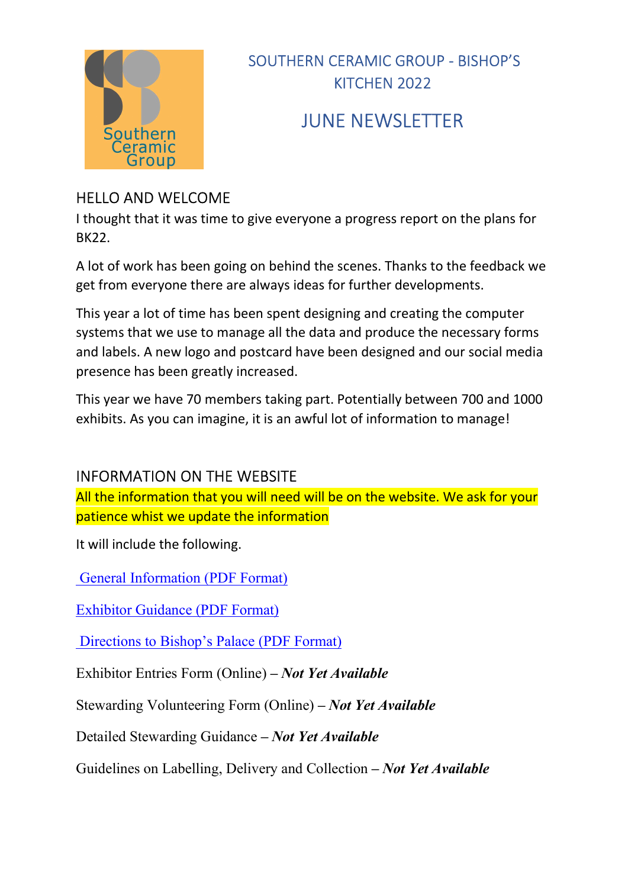Southern Ceramic Group

# SOUTHERN CERAMIC GROUP - BISHOP'S KITCHEN 2022

# JUNE NEWSLETTER

## HELLO AND WELCOME

I thought that it was time to give everyone a progress report on the plans for BK22.

A lot of work has been going on behind the scenes. Thanks to the feedback we get from everyone there are always ideas for further developments.

This year a lot of time has been spent designing and creating the computer systems that we use to manage all the data and produce the necessary forms and labels. A new logo and postcard have been designed and our social media presence has been greatly increased.

This year we have 70 members taking part. Potentially between 700 and 1000 exhibits. As you can imagine, it is an awful lot of information to manage!

## INFORMATION ON THE WEBSITE

All the information that you will need will be on the website. We ask for your patience whist we update the information

It will include the following.

General Information (PDF Format)

Exhibitor Guidance (PDF Format)

Directions to Bishop's Palace (PDF Format)

Exhibitor Entries Form (Online) – ***Not Yet Available***

Stewarding Volunteering Form (Online) – ***Not Yet Available***

Detailed Stewarding Guidance – ***Not Yet Available***

Guidelines on Labelling, Delivery and Collection – ***Not Yet Available***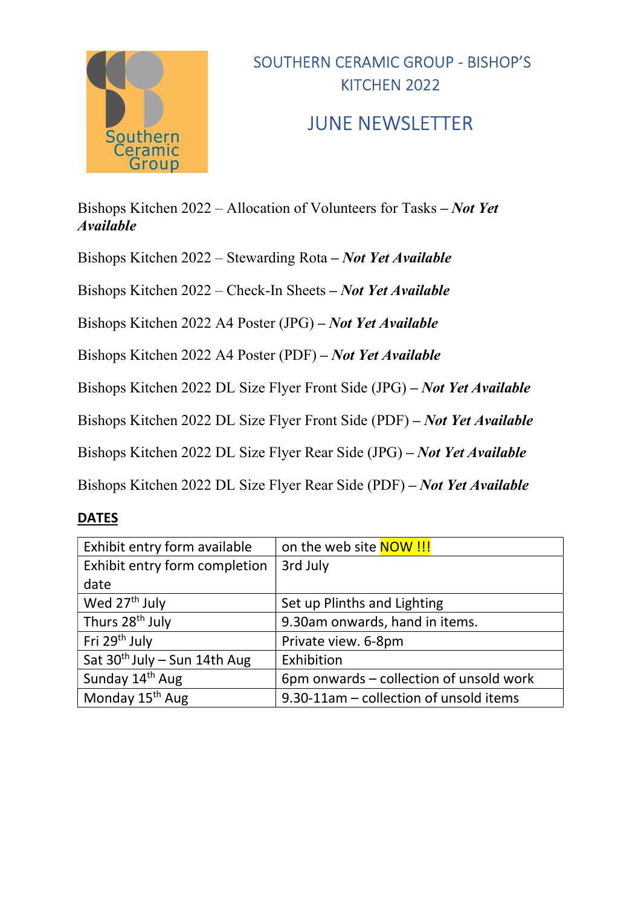# SOUTHERN CERAMIC GROUP - BISHOP'S KITCHEN 2022

## JUNE NEWSLETTER

Bishops Kitchen 2022 – Allocation of Volunteers for Tasks – ***Not Yet Available***

Bishops Kitchen 2022 – Stewarding Rota – ***Not Yet Available***

Bishops Kitchen 2022 – Check-In Sheets – ***Not Yet Available***

Bishops Kitchen 2022 A4 Poster (JPG) – ***Not Yet Available***

Bishops Kitchen 2022 A4 Poster (PDF) – ***Not Yet Available***

Bishops Kitchen 2022 DL Size Flyer Front Side (JPG) – ***Not Yet Available***

Bishops Kitchen 2022 DL Size Flyer Front Side (PDF) – ***Not Yet Available***

Bishops Kitchen 2022 DL Size Flyer Rear Side (JPG) – ***Not Yet Available***

Bishops Kitchen 2022 DL Size Flyer Rear Side (PDF) – ***Not Yet Available***

**DATES**

| Exhibit entry form available | on the web site NOW !!! |
|---|---|
| Exhibit entry form completion date | 3rd July |
| Wed 27th July | Set up Plinths and Lighting |
| Thurs 28th July | 9.30am onwards, hand in items. |
| Fri 29th July | Private view. 6-8pm |
| Sat 30th July – Sun 14th Aug | Exhibition |
| Sunday 14th Aug | 6pm onwards – collection of unsold work |
| Monday 15th Aug | 9.30-11am – collection of unsold items |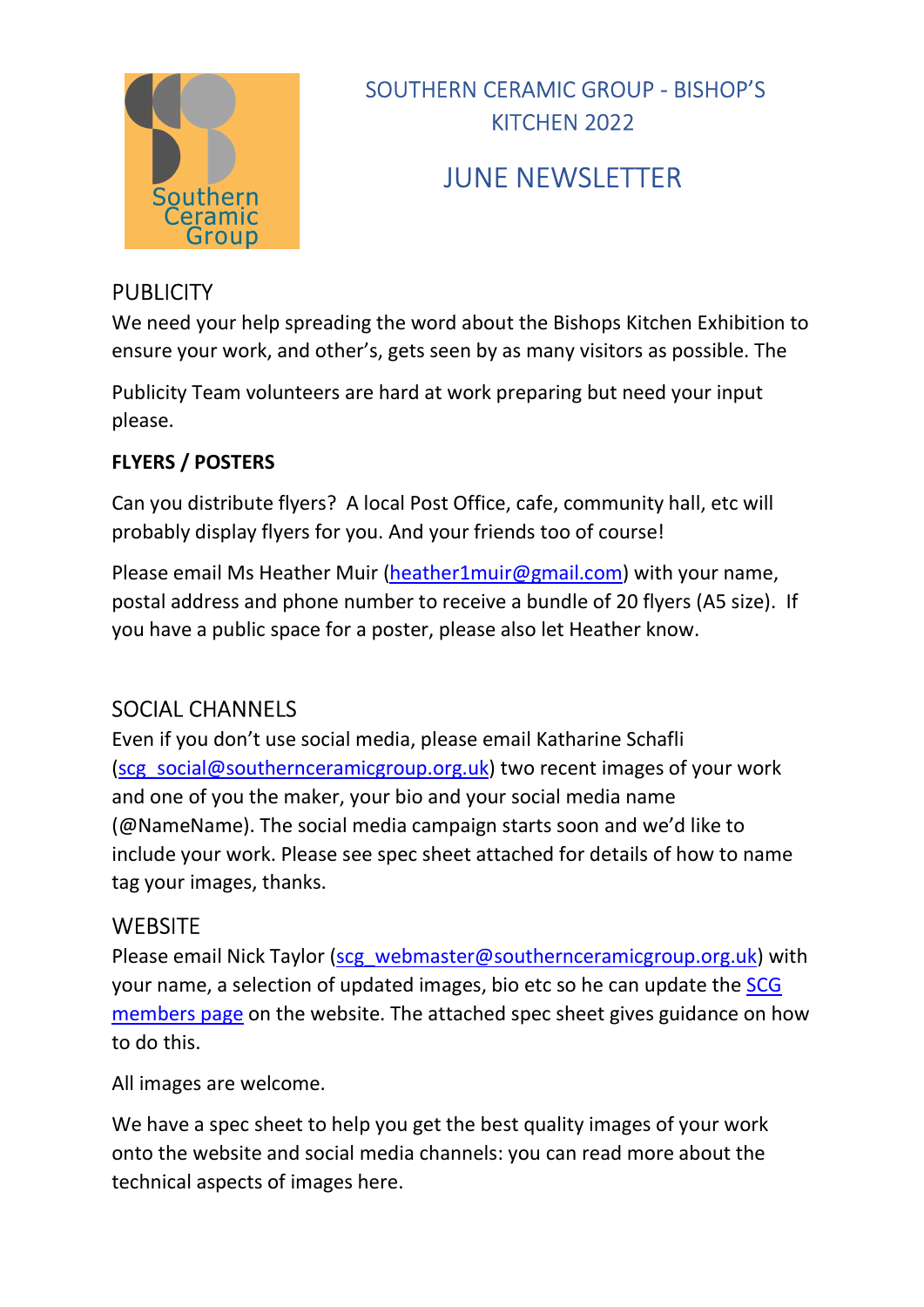# SOUTHERN CERAMIC GROUP - BISHOP'S KITCHEN 2022

## JUNE NEWSLETTER

## PUBLICITY

We need your help spreading the word about the Bishops Kitchen Exhibition to ensure your work, and other's, gets seen by as many visitors as possible. The

Publicity Team volunteers are hard at work preparing but need your input please.

**FLYERS / POSTERS**

Can you distribute flyers? A local Post Office, cafe, community hall, etc will probably display flyers for you. And your friends too of course!

Please email Ms Heather Muir (heather1muir@gmail.com) with your name, postal address and phone number to receive a bundle of 20 flyers (A5 size). If you have a public space for a poster, please also let Heather know.

## SOCIAL CHANNELS

Even if you don't use social media, please email Katharine Schafli (scg_social@southernceramicgroup.org.uk) two recent images of your work and one of you the maker, your bio and your social media name (@NameName). The social media campaign starts soon and we'd like to include your work. Please see spec sheet attached for details of how to name tag your images, thanks.

## WEBSITE

Please email Nick Taylor (scg_webmaster@southernceramicgroup.org.uk) with your name, a selection of updated images, bio etc so he can update the SCG members page on the website. The attached spec sheet gives guidance on how to do this.

All images are welcome.

We have a spec sheet to help you get the best quality images of your work onto the website and social media channels: you can read more about the technical aspects of images here.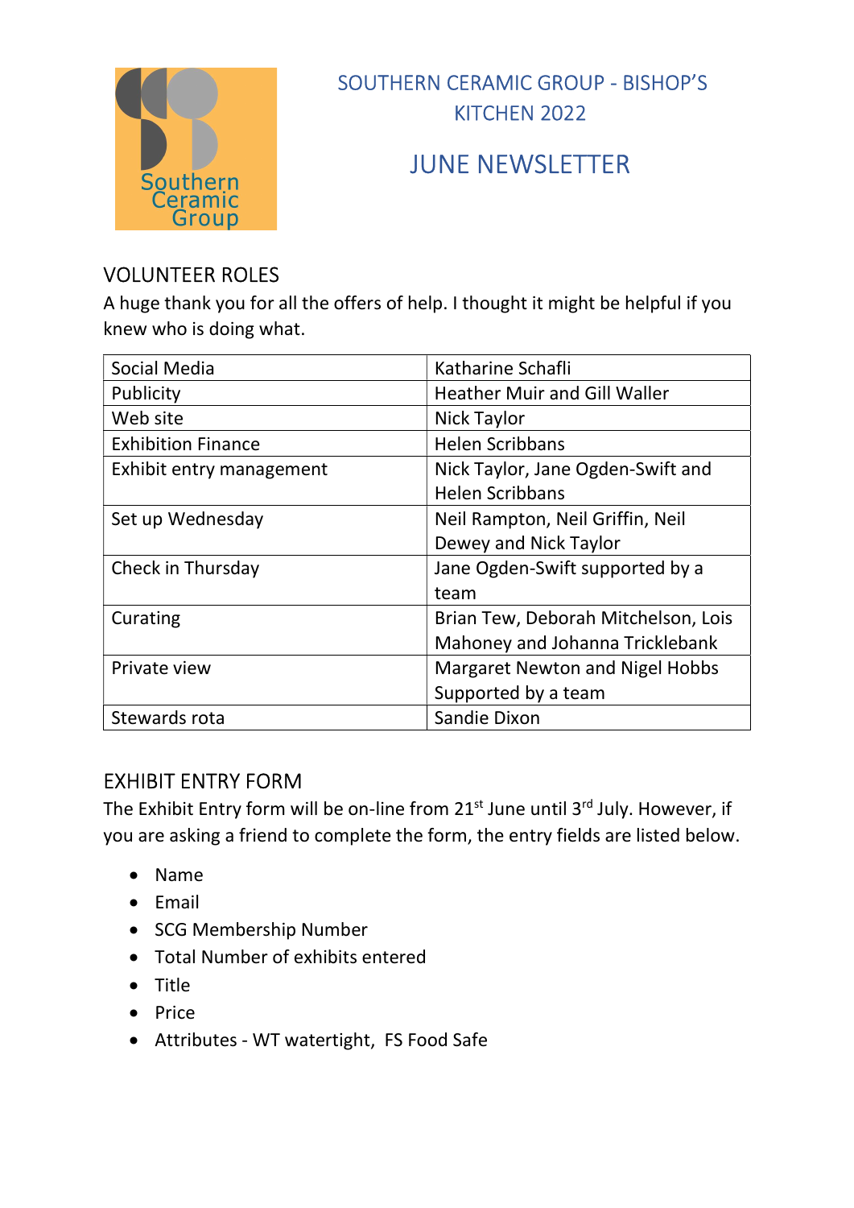# SOUTHERN CERAMIC GROUP - BISHOP'S KITCHEN 2022

# JUNE NEWSLETTER

## VOLUNTEER ROLES

A huge thank you for all the offers of help. I thought it might be helpful if you knew who is doing what.

| | |
|---|---|
| Social Media | Katharine Schafli |
| Publicity | Heather Muir and Gill Waller |
| Web site | Nick Taylor |
| Exhibition Finance | Helen Scribbans |
| Exhibit entry management | Nick Taylor, Jane Ogden-Swift and Helen Scribbans |
| Set up Wednesday | Neil Rampton, Neil Griffin, Neil Dewey and Nick Taylor |
| Check in Thursday | Jane Ogden-Swift supported by a team |
| Curating | Brian Tew, Deborah Mitchelson, Lois Mahoney and Johanna Tricklebank |
| Private view | Margaret Newton and Nigel Hobbs Supported by a team |
| Stewards rota | Sandie Dixon |

## EXHIBIT ENTRY FORM

The Exhibit Entry form will be on-line from 21st June until 3rd July. However, if you are asking a friend to complete the form, the entry fields are listed below.

- Name
- Email
- SCG Membership Number
- Total Number of exhibits entered
- Title
- Price
- Attributes - WT watertight, FS Food Safe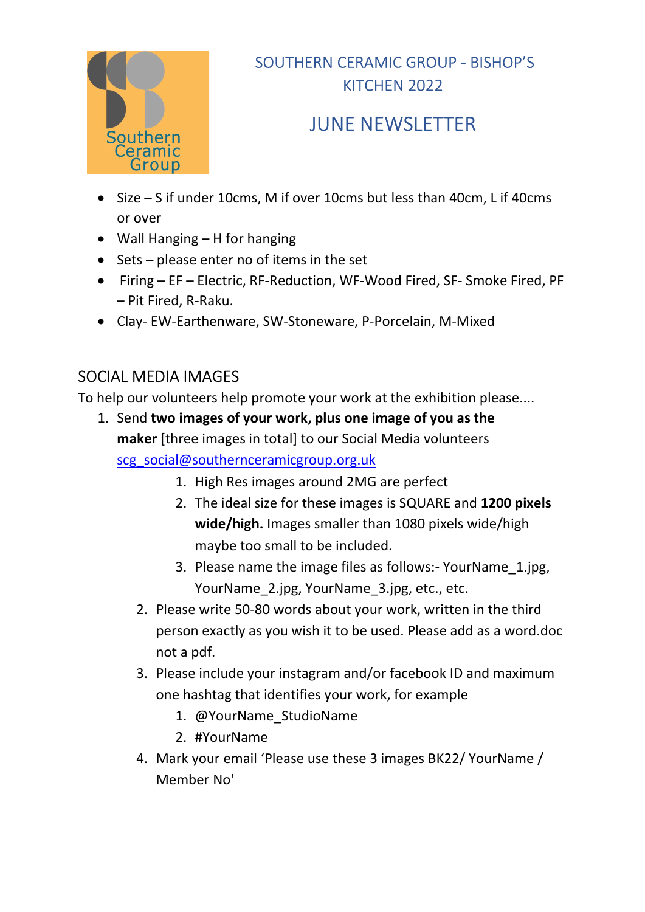SOUTHERN CERAMIC GROUP - BISHOP'S KITCHEN 2022

# JUNE NEWSLETTER

- Size – S if under 10cms, M if over 10cms but less than 40cm, L if 40cms or over
- Wall Hanging – H for hanging
- Sets – please enter no of items in the set
- Firing – EF – Electric, RF-Reduction, WF-Wood Fired, SF- Smoke Fired, PF – Pit Fired, R-Raku.
- Clay- EW-Earthenware, SW-Stoneware, P-Porcelain, M-Mixed

## SOCIAL MEDIA IMAGES

To help our volunteers help promote your work at the exhibition please....

1. Send **two images of your work, plus one image of you as the maker** [three images in total] to our Social Media volunteers scg_social@southernceramicgroup.org.uk
   1. High Res images around 2MG are perfect
   2. The ideal size for these images is SQUARE and **1200 pixels wide/high.** Images smaller than 1080 pixels wide/high maybe too small to be included.
   3. Please name the image files as follows:- YourName_1.jpg, YourName_2.jpg, YourName_3.jpg, etc., etc.
2. Please write 50-80 words about your work, written in the third person exactly as you wish it to be used. Please add as a word.doc not a pdf.
3. Please include your instagram and/or facebook ID and maximum one hashtag that identifies your work, for example
   1. @YourName_StudioName
   2. #YourName
4. Mark your email 'Please use these 3 images BK22/ YourName / Member No'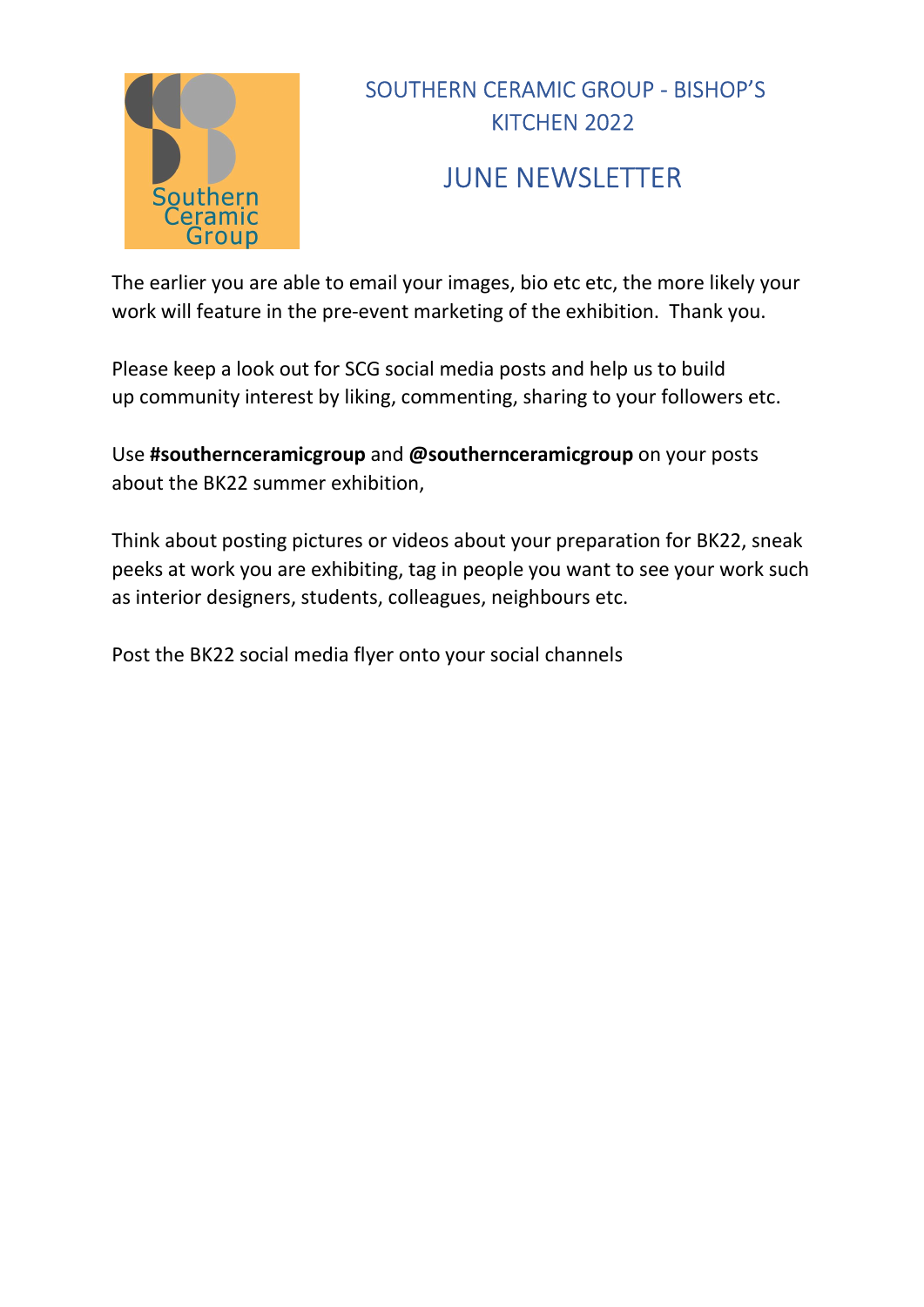SOUTHERN CERAMIC GROUP - BISHOP'S KITCHEN 2022

# JUNE NEWSLETTER

The earlier you are able to email your images, bio etc etc, the more likely your work will feature in the pre-event marketing of the exhibition. Thank you.

Please keep a look out for SCG social media posts and help us to build up community interest by liking, commenting, sharing to your followers etc.

Use **#southernceramicgroup** and **@southernceramicgroup** on your posts about the BK22 summer exhibition,

Think about posting pictures or videos about your preparation for BK22, sneak peeks at work you are exhibiting, tag in people you want to see your work such as interior designers, students, colleagues, neighbours etc.

Post the BK22 social media flyer onto your social channels